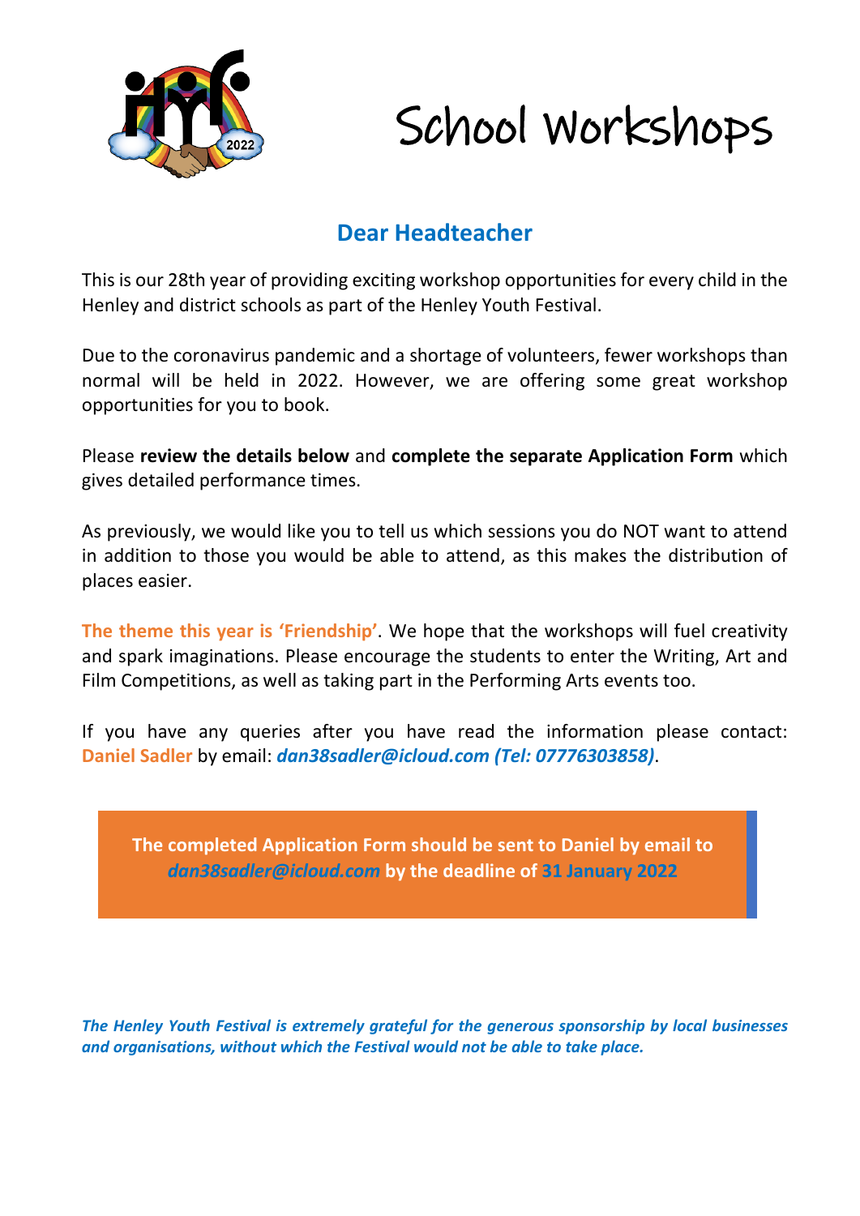# School Workshops

## Dear Headteacher

This is our 28th year of providing exciting workshop opportunities for every child in the Henley and district schools as part of the Henley Youth Festival.

Due to the coronavirus pandemic and a shortage of volunteers, fewer workshops than normal will be held in 2022. However, we are offering some great workshop opportunities for you to book.

Please **review the details below** and **complete the separate Application Form** which gives detailed performance times.

As previously, we would like you to tell us which sessions you do NOT want to attend in addition to those you would be able to attend, as this makes the distribution of places easier.

**The theme this year is 'Friendship'**. We hope that the workshops will fuel creativity and spark imaginations. Please encourage the students to enter the Writing, Art and Film Competitions, as well as taking part in the Performing Arts events too.

If you have any queries after you have read the information please contact: **Daniel Sadler** by email: ***dan38sadler@icloud.com (Tel: 07776303858)***.

**The completed Application Form should be sent to Daniel by email to *dan38sadler@icloud.com* by the deadline of 31 January 2022**

***The Henley Youth Festival is extremely grateful for the generous sponsorship by local businesses and organisations, without which the Festival would not be able to take place.***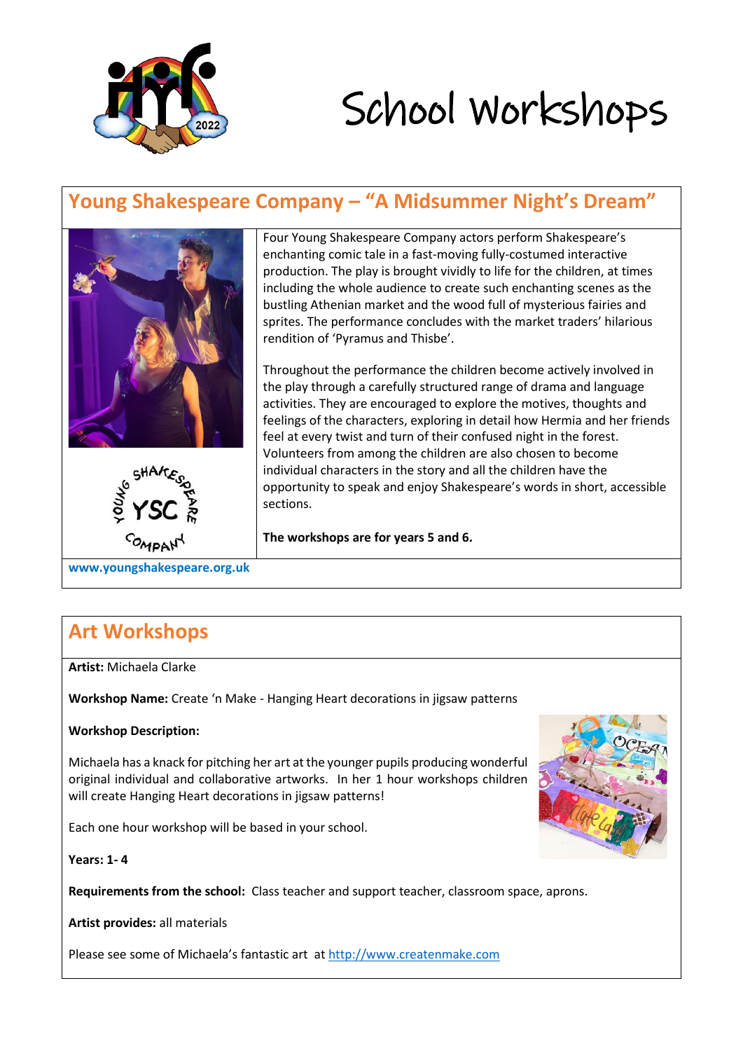# School Workshops

## Young Shakespeare Company – "A Midsummer Night's Dream"

Four Young Shakespeare Company actors perform Shakespeare's enchanting comic tale in a fast-moving fully-costumed interactive production. The play is brought vividly to life for the children, at times including the whole audience to create such enchanting scenes as the bustling Athenian market and the wood full of mysterious fairies and sprites. The performance concludes with the market traders' hilarious rendition of 'Pyramus and Thisbe'.

Throughout the performance the children become actively involved in the play through a carefully structured range of drama and language activities. They are encouraged to explore the motives, thoughts and feelings of the characters, exploring in detail how Hermia and her friends feel at every twist and turn of their confused night in the forest. Volunteers from among the children are also chosen to become individual characters in the story and all the children have the opportunity to speak and enjoy Shakespeare's words in short, accessible sections.

**The workshops are for years 5 and 6.**

**www.youngshakespeare.org.uk**

## Art Workshops

**Artist:** Michaela Clarke

**Workshop Name:** Create 'n Make - Hanging Heart decorations in jigsaw patterns

**Workshop Description:**

Michaela has a knack for pitching her art at the younger pupils producing wonderful original individual and collaborative artworks. In her 1 hour workshops children will create Hanging Heart decorations in jigsaw patterns!

Each one hour workshop will be based in your school.

**Years: 1- 4**

**Requirements from the school:** Class teacher and support teacher, classroom space, aprons.

**Artist provides:** all materials

Please see some of Michaela's fantastic art at http://www.createnmake.com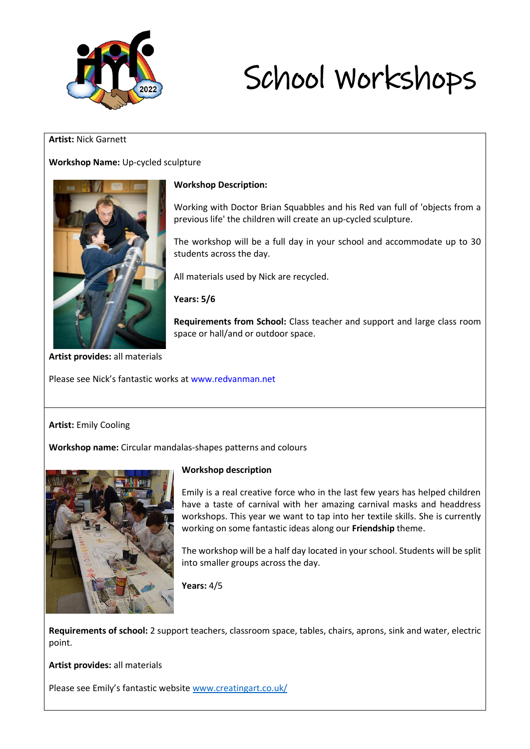# School Workshops

**Artist:** Nick Garnett

**Workshop Name:** Up-cycled sculpture

**Workshop Description:**

Working with Doctor Brian Squabbles and his Red van full of 'objects from a previous life' the children will create an up-cycled sculpture.

The workshop will be a full day in your school and accommodate up to 30 students across the day.

All materials used by Nick are recycled.

**Years: 5/6**

**Requirements from School:** Class teacher and support and large class room space or hall/and or outdoor space.

**Artist provides:** all materials

Please see Nick's fantastic works at www.redvanman.net

---

**Artist:** Emily Cooling

**Workshop name:** Circular mandalas-shapes patterns and colours

**Workshop description**

Emily is a real creative force who in the last few years has helped children have a taste of carnival with her amazing carnival masks and headdress workshops. This year we want to tap into her textile skills. She is currently working on some fantastic ideas along our **Friendship** theme.

The workshop will be a half day located in your school. Students will be split into smaller groups across the day.

**Years:** 4/5

**Requirements of school:** 2 support teachers, classroom space, tables, chairs, aprons, sink and water, electric point.

**Artist provides:** all materials

Please see Emily's fantastic website www.creatingart.co.uk/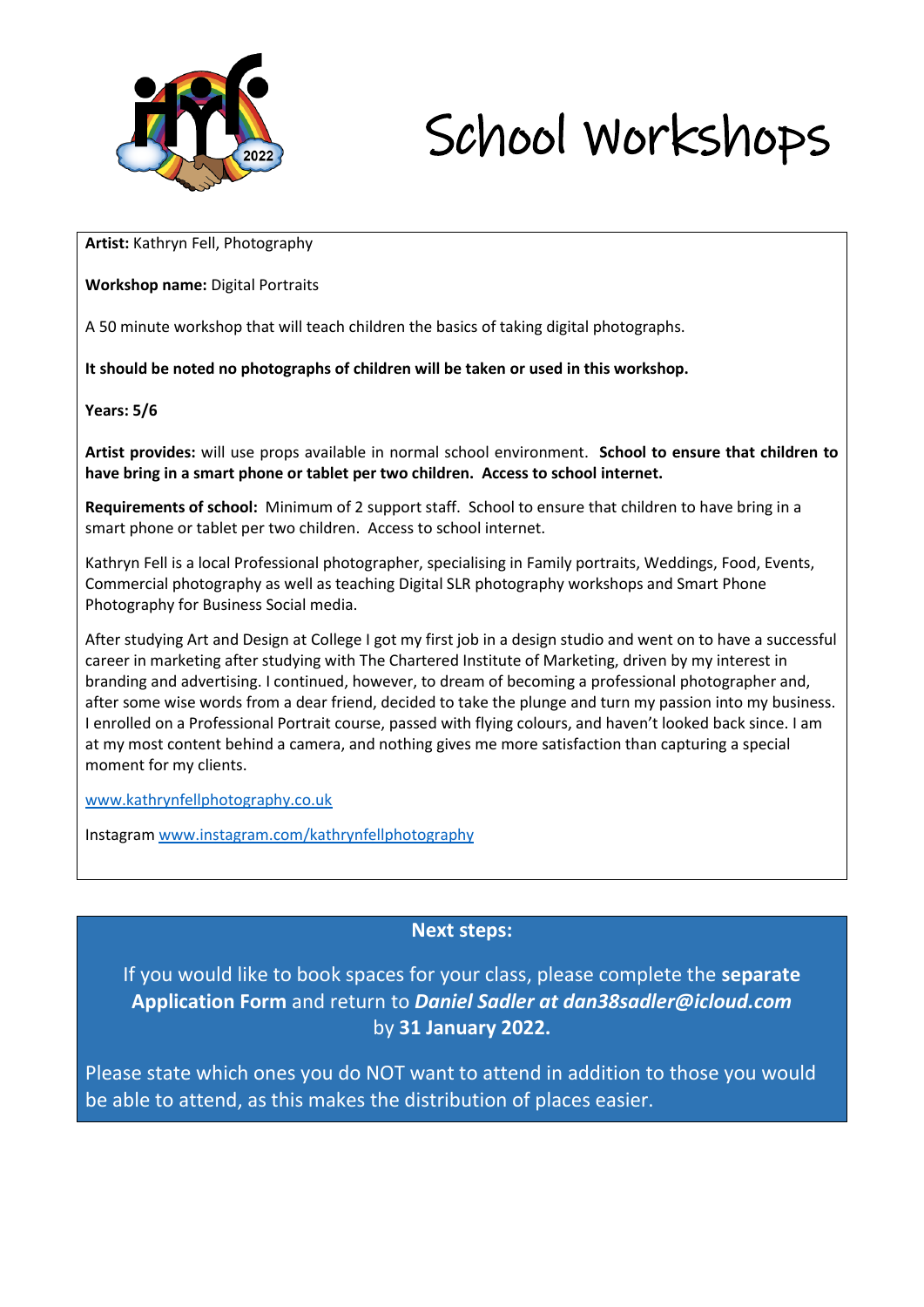# School Workshops

**Artist:** Kathryn Fell, Photography

**Workshop name:** Digital Portraits

A 50 minute workshop that will teach children the basics of taking digital photographs.

**It should be noted no photographs of children will be taken or used in this workshop.**

**Years: 5/6**

**Artist provides:** will use props available in normal school environment. **School to ensure that children to have bring in a smart phone or tablet per two children. Access to school internet.**

**Requirements of school:** Minimum of 2 support staff. School to ensure that children to have bring in a smart phone or tablet per two children. Access to school internet.

Kathryn Fell is a local Professional photographer, specialising in Family portraits, Weddings, Food, Events, Commercial photography as well as teaching Digital SLR photography workshops and Smart Phone Photography for Business Social media.

After studying Art and Design at College I got my first job in a design studio and went on to have a successful career in marketing after studying with The Chartered Institute of Marketing, driven by my interest in branding and advertising. I continued, however, to dream of becoming a professional photographer and, after some wise words from a dear friend, decided to take the plunge and turn my passion into my business. I enrolled on a Professional Portrait course, passed with flying colours, and haven't looked back since. I am at my most content behind a camera, and nothing gives me more satisfaction than capturing a special moment for my clients.

www.kathrynfellphotography.co.uk

Instagram www.instagram.com/kathrynfellphotography

**Next steps:**

If you would like to book spaces for your class, please complete the **separate Application Form** and return to ***Daniel Sadler at dan38sadler@icloud.com*** by **31 January 2022.**

Please state which ones you do NOT want to attend in addition to those you would be able to attend, as this makes the distribution of places easier.